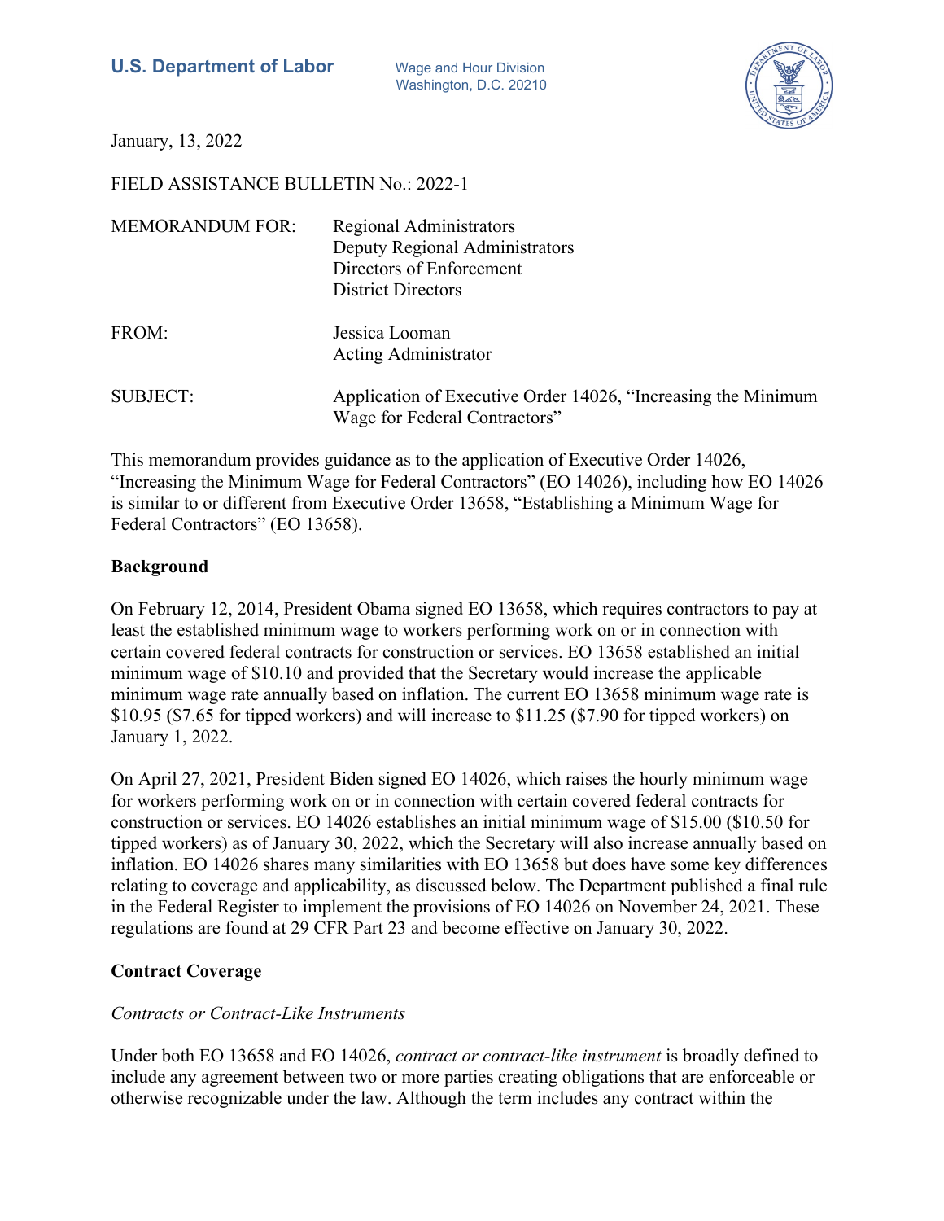**U.S. Department of Labor** Wage and Hour Division
Washington, D.C. 20210

January, 13, 2022

FIELD ASSISTANCE BULLETIN No.: 2022-1

MEMORANDUM FOR: Regional Administrators
Deputy Regional Administrators
Directors of Enforcement
District Directors

FROM: Jessica Looman
Acting Administrator

SUBJECT: Application of Executive Order 14026, "Increasing the Minimum Wage for Federal Contractors"

This memorandum provides guidance as to the application of Executive Order 14026, "Increasing the Minimum Wage for Federal Contractors" (EO 14026), including how EO 14026 is similar to or different from Executive Order 13658, "Establishing a Minimum Wage for Federal Contractors" (EO 13658).

**Background**

On February 12, 2014, President Obama signed EO 13658, which requires contractors to pay at least the established minimum wage to workers performing work on or in connection with certain covered federal contracts for construction or services. EO 13658 established an initial minimum wage of $10.10 and provided that the Secretary would increase the applicable minimum wage rate annually based on inflation. The current EO 13658 minimum wage rate is $10.95 ($7.65 for tipped workers) and will increase to $11.25 ($7.90 for tipped workers) on January 1, 2022.

On April 27, 2021, President Biden signed EO 14026, which raises the hourly minimum wage for workers performing work on or in connection with certain covered federal contracts for construction or services. EO 14026 establishes an initial minimum wage of $15.00 ($10.50 for tipped workers) as of January 30, 2022, which the Secretary will also increase annually based on inflation. EO 14026 shares many similarities with EO 13658 but does have some key differences relating to coverage and applicability, as discussed below. The Department published a final rule in the Federal Register to implement the provisions of EO 14026 on November 24, 2021. These regulations are found at 29 CFR Part 23 and become effective on January 30, 2022.

**Contract Coverage**

*Contracts or Contract-Like Instruments*

Under both EO 13658 and EO 14026, *contract or contract-like instrument* is broadly defined to include any agreement between two or more parties creating obligations that are enforceable or otherwise recognizable under the law. Although the term includes any contract within the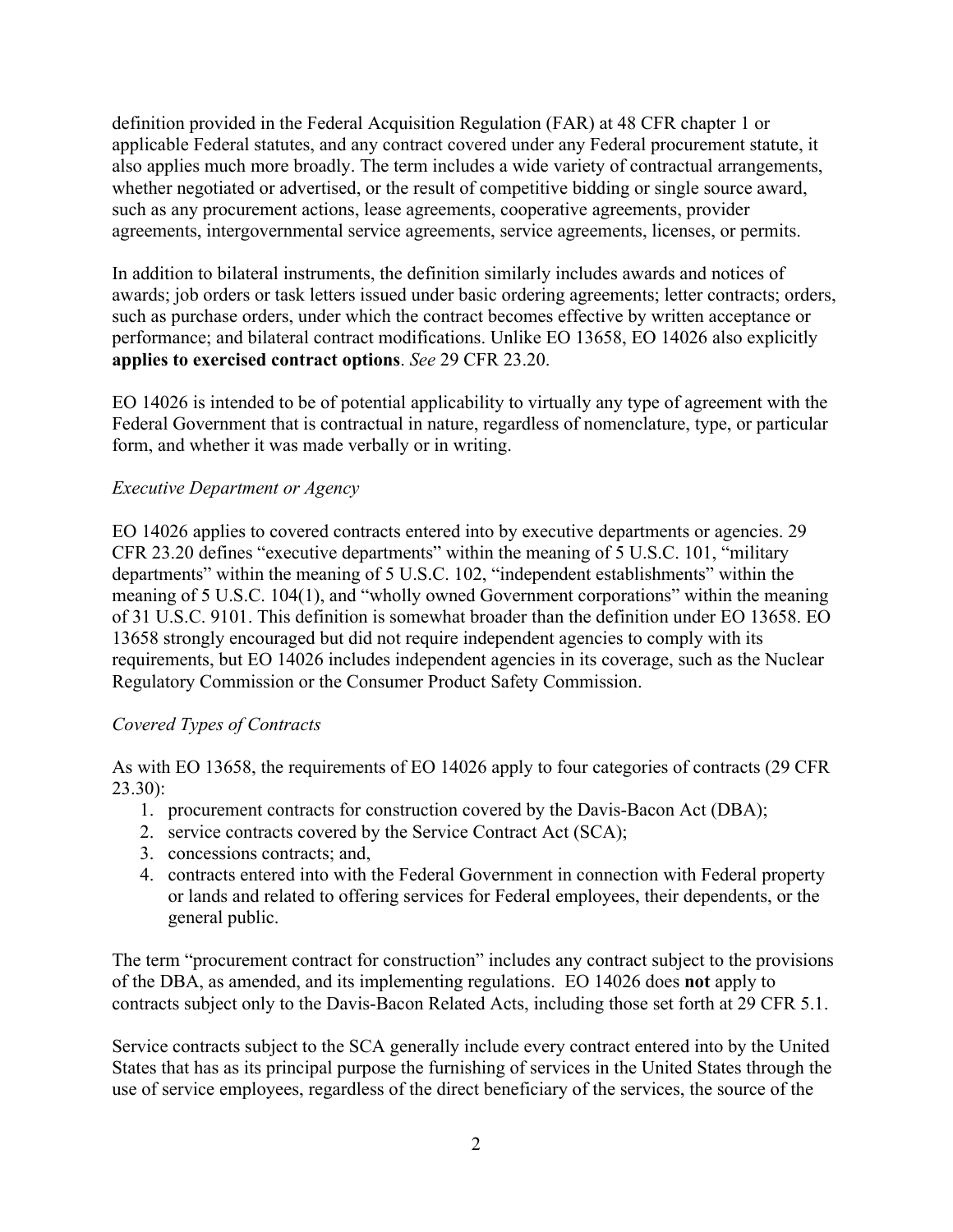definition provided in the Federal Acquisition Regulation (FAR) at 48 CFR chapter 1 or applicable Federal statutes, and any contract covered under any Federal procurement statute, it also applies much more broadly. The term includes a wide variety of contractual arrangements, whether negotiated or advertised, or the result of competitive bidding or single source award, such as any procurement actions, lease agreements, cooperative agreements, provider agreements, intergovernmental service agreements, service agreements, licenses, or permits.

In addition to bilateral instruments, the definition similarly includes awards and notices of awards; job orders or task letters issued under basic ordering agreements; letter contracts; orders, such as purchase orders, under which the contract becomes effective by written acceptance or performance; and bilateral contract modifications. Unlike EO 13658, EO 14026 also explicitly **applies to exercised contract options**. *See* 29 CFR 23.20.

EO 14026 is intended to be of potential applicability to virtually any type of agreement with the Federal Government that is contractual in nature, regardless of nomenclature, type, or particular form, and whether it was made verbally or in writing.

*Executive Department or Agency*

EO 14026 applies to covered contracts entered into by executive departments or agencies. 29 CFR 23.20 defines "executive departments" within the meaning of 5 U.S.C. 101, "military departments" within the meaning of 5 U.S.C. 102, "independent establishments" within the meaning of 5 U.S.C. 104(1), and "wholly owned Government corporations" within the meaning of 31 U.S.C. 9101. This definition is somewhat broader than the definition under EO 13658. EO 13658 strongly encouraged but did not require independent agencies to comply with its requirements, but EO 14026 includes independent agencies in its coverage, such as the Nuclear Regulatory Commission or the Consumer Product Safety Commission.

*Covered Types of Contracts*

As with EO 13658, the requirements of EO 14026 apply to four categories of contracts (29 CFR 23.30):

1. procurement contracts for construction covered by the Davis-Bacon Act (DBA);
2. service contracts covered by the Service Contract Act (SCA);
3. concessions contracts; and,
4. contracts entered into with the Federal Government in connection with Federal property or lands and related to offering services for Federal employees, their dependents, or the general public.

The term "procurement contract for construction" includes any contract subject to the provisions of the DBA, as amended, and its implementing regulations. EO 14026 does **not** apply to contracts subject only to the Davis-Bacon Related Acts, including those set forth at 29 CFR 5.1.

Service contracts subject to the SCA generally include every contract entered into by the United States that has as its principal purpose the furnishing of services in the United States through the use of service employees, regardless of the direct beneficiary of the services, the source of the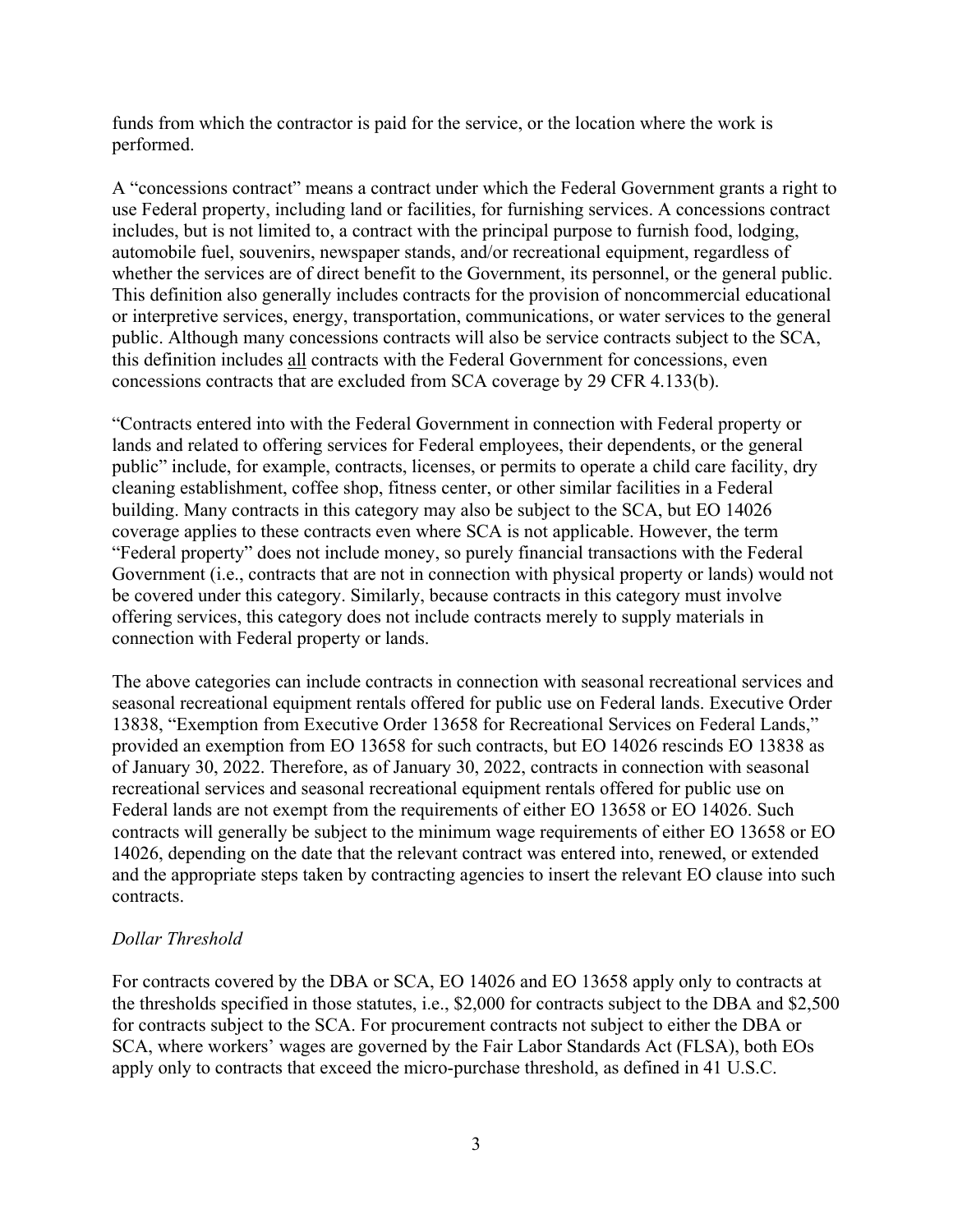funds from which the contractor is paid for the service, or the location where the work is performed.

A "concessions contract" means a contract under which the Federal Government grants a right to use Federal property, including land or facilities, for furnishing services. A concessions contract includes, but is not limited to, a contract with the principal purpose to furnish food, lodging, automobile fuel, souvenirs, newspaper stands, and/or recreational equipment, regardless of whether the services are of direct benefit to the Government, its personnel, or the general public. This definition also generally includes contracts for the provision of noncommercial educational or interpretive services, energy, transportation, communications, or water services to the general public. Although many concessions contracts will also be service contracts subject to the SCA, this definition includes <u>all</u> contracts with the Federal Government for concessions, even concessions contracts that are excluded from SCA coverage by 29 CFR 4.133(b).

"Contracts entered into with the Federal Government in connection with Federal property or lands and related to offering services for Federal employees, their dependents, or the general public" include, for example, contracts, licenses, or permits to operate a child care facility, dry cleaning establishment, coffee shop, fitness center, or other similar facilities in a Federal building. Many contracts in this category may also be subject to the SCA, but EO 14026 coverage applies to these contracts even where SCA is not applicable. However, the term "Federal property" does not include money, so purely financial transactions with the Federal Government (i.e., contracts that are not in connection with physical property or lands) would not be covered under this category. Similarly, because contracts in this category must involve offering services, this category does not include contracts merely to supply materials in connection with Federal property or lands.

The above categories can include contracts in connection with seasonal recreational services and seasonal recreational equipment rentals offered for public use on Federal lands. Executive Order 13838, "Exemption from Executive Order 13658 for Recreational Services on Federal Lands," provided an exemption from EO 13658 for such contracts, but EO 14026 rescinds EO 13838 as of January 30, 2022. Therefore, as of January 30, 2022, contracts in connection with seasonal recreational services and seasonal recreational equipment rentals offered for public use on Federal lands are not exempt from the requirements of either EO 13658 or EO 14026. Such contracts will generally be subject to the minimum wage requirements of either EO 13658 or EO 14026, depending on the date that the relevant contract was entered into, renewed, or extended and the appropriate steps taken by contracting agencies to insert the relevant EO clause into such contracts.

*Dollar Threshold*

For contracts covered by the DBA or SCA, EO 14026 and EO 13658 apply only to contracts at the thresholds specified in those statutes, i.e., $2,000 for contracts subject to the DBA and $2,500 for contracts subject to the SCA. For procurement contracts not subject to either the DBA or SCA, where workers' wages are governed by the Fair Labor Standards Act (FLSA), both EOs apply only to contracts that exceed the micro-purchase threshold, as defined in 41 U.S.C.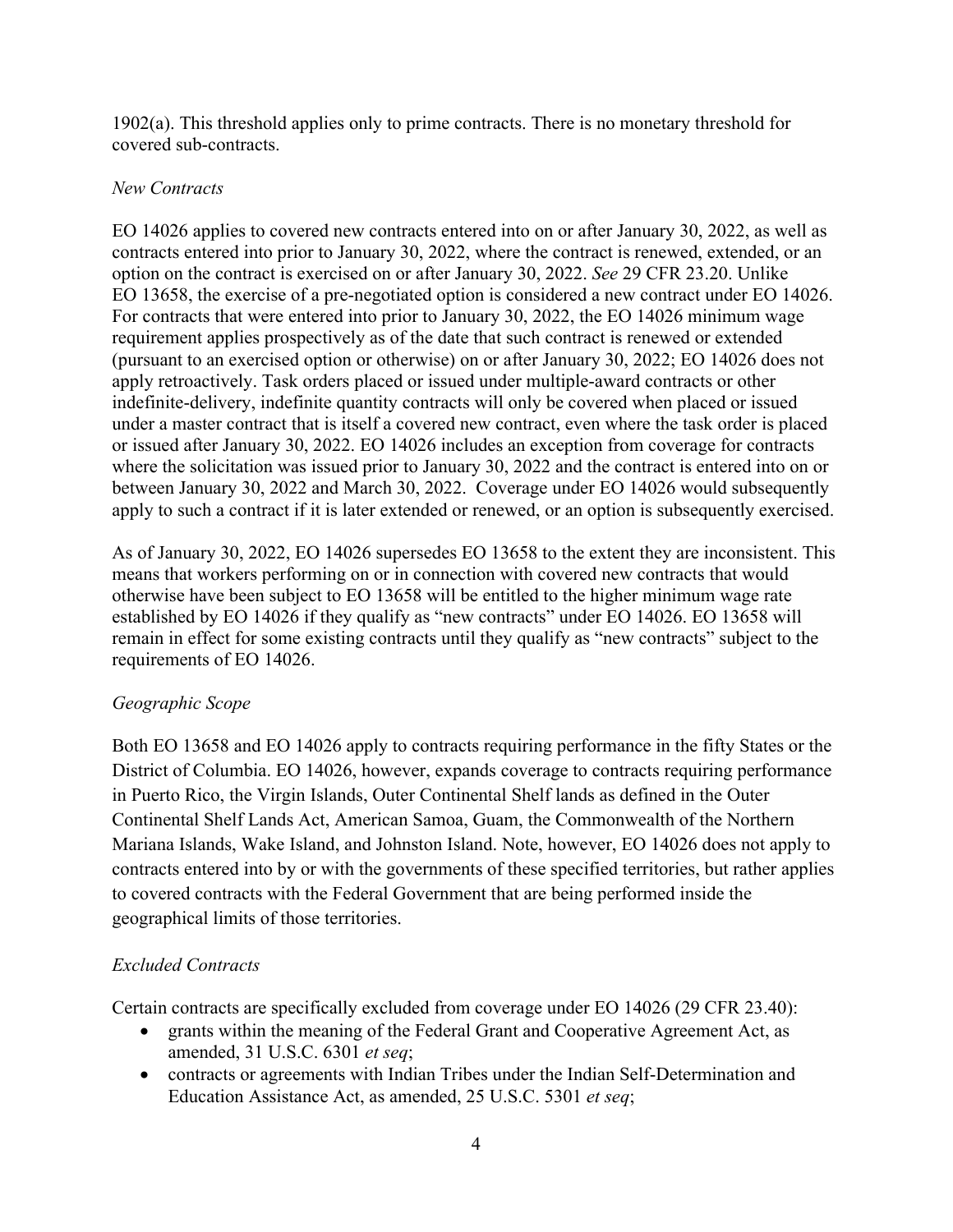1902(a). This threshold applies only to prime contracts. There is no monetary threshold for covered sub-contracts.

*New Contracts*

EO 14026 applies to covered new contracts entered into on or after January 30, 2022, as well as contracts entered into prior to January 30, 2022, where the contract is renewed, extended, or an option on the contract is exercised on or after January 30, 2022. *See* 29 CFR 23.20. Unlike EO 13658, the exercise of a pre-negotiated option is considered a new contract under EO 14026. For contracts that were entered into prior to January 30, 2022, the EO 14026 minimum wage requirement applies prospectively as of the date that such contract is renewed or extended (pursuant to an exercised option or otherwise) on or after January 30, 2022; EO 14026 does not apply retroactively. Task orders placed or issued under multiple-award contracts or other indefinite-delivery, indefinite quantity contracts will only be covered when placed or issued under a master contract that is itself a covered new contract, even where the task order is placed or issued after January 30, 2022. EO 14026 includes an exception from coverage for contracts where the solicitation was issued prior to January 30, 2022 and the contract is entered into on or between January 30, 2022 and March 30, 2022. Coverage under EO 14026 would subsequently apply to such a contract if it is later extended or renewed, or an option is subsequently exercised.

As of January 30, 2022, EO 14026 supersedes EO 13658 to the extent they are inconsistent. This means that workers performing on or in connection with covered new contracts that would otherwise have been subject to EO 13658 will be entitled to the higher minimum wage rate established by EO 14026 if they qualify as "new contracts" under EO 14026. EO 13658 will remain in effect for some existing contracts until they qualify as "new contracts" subject to the requirements of EO 14026.

*Geographic Scope*

Both EO 13658 and EO 14026 apply to contracts requiring performance in the fifty States or the District of Columbia. EO 14026, however, expands coverage to contracts requiring performance in Puerto Rico, the Virgin Islands, Outer Continental Shelf lands as defined in the Outer Continental Shelf Lands Act, American Samoa, Guam, the Commonwealth of the Northern Mariana Islands, Wake Island, and Johnston Island. Note, however, EO 14026 does not apply to contracts entered into by or with the governments of these specified territories, but rather applies to covered contracts with the Federal Government that are being performed inside the geographical limits of those territories.

*Excluded Contracts*

Certain contracts are specifically excluded from coverage under EO 14026 (29 CFR 23.40):

- grants within the meaning of the Federal Grant and Cooperative Agreement Act, as amended, 31 U.S.C. 6301 *et seq*;
- contracts or agreements with Indian Tribes under the Indian Self-Determination and Education Assistance Act, as amended, 25 U.S.C. 5301 *et seq*;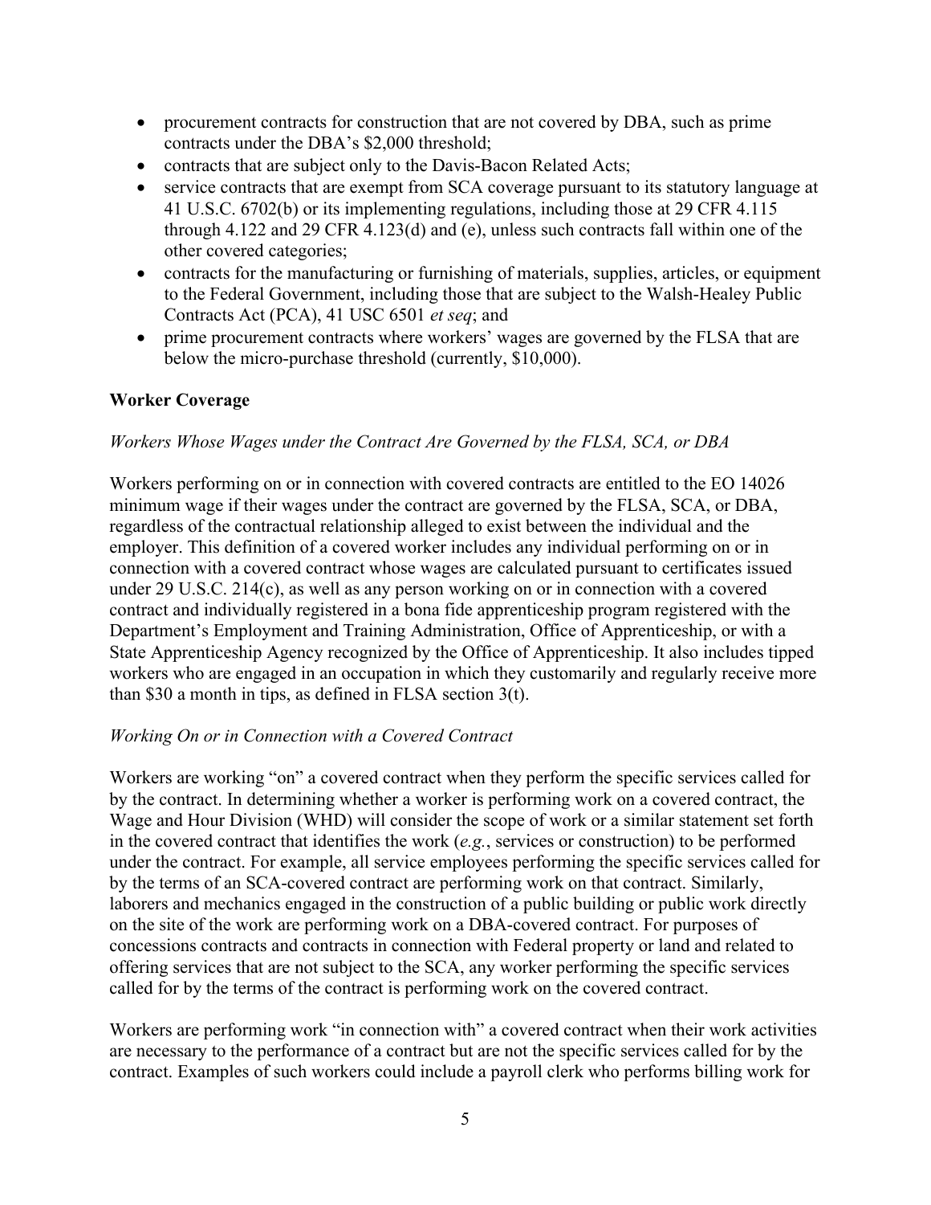- procurement contracts for construction that are not covered by DBA, such as prime contracts under the DBA's $2,000 threshold;
- contracts that are subject only to the Davis-Bacon Related Acts;
- service contracts that are exempt from SCA coverage pursuant to its statutory language at 41 U.S.C. 6702(b) or its implementing regulations, including those at 29 CFR 4.115 through 4.122 and 29 CFR 4.123(d) and (e), unless such contracts fall within one of the other covered categories;
- contracts for the manufacturing or furnishing of materials, supplies, articles, or equipment to the Federal Government, including those that are subject to the Walsh-Healey Public Contracts Act (PCA), 41 USC 6501 *et seq*; and
- prime procurement contracts where workers' wages are governed by the FLSA that are below the micro-purchase threshold (currently, $10,000).

**Worker Coverage**

*Workers Whose Wages under the Contract Are Governed by the FLSA, SCA, or DBA*

Workers performing on or in connection with covered contracts are entitled to the EO 14026 minimum wage if their wages under the contract are governed by the FLSA, SCA, or DBA, regardless of the contractual relationship alleged to exist between the individual and the employer. This definition of a covered worker includes any individual performing on or in connection with a covered contract whose wages are calculated pursuant to certificates issued under 29 U.S.C. 214(c), as well as any person working on or in connection with a covered contract and individually registered in a bona fide apprenticeship program registered with the Department's Employment and Training Administration, Office of Apprenticeship, or with a State Apprenticeship Agency recognized by the Office of Apprenticeship. It also includes tipped workers who are engaged in an occupation in which they customarily and regularly receive more than $30 a month in tips, as defined in FLSA section 3(t).

*Working On or in Connection with a Covered Contract*

Workers are working "on" a covered contract when they perform the specific services called for by the contract. In determining whether a worker is performing work on a covered contract, the Wage and Hour Division (WHD) will consider the scope of work or a similar statement set forth in the covered contract that identifies the work (*e.g.*, services or construction) to be performed under the contract. For example, all service employees performing the specific services called for by the terms of an SCA-covered contract are performing work on that contract. Similarly, laborers and mechanics engaged in the construction of a public building or public work directly on the site of the work are performing work on a DBA-covered contract. For purposes of concessions contracts and contracts in connection with Federal property or land and related to offering services that are not subject to the SCA, any worker performing the specific services called for by the terms of the contract is performing work on the covered contract.

Workers are performing work "in connection with" a covered contract when their work activities are necessary to the performance of a contract but are not the specific services called for by the contract. Examples of such workers could include a payroll clerk who performs billing work for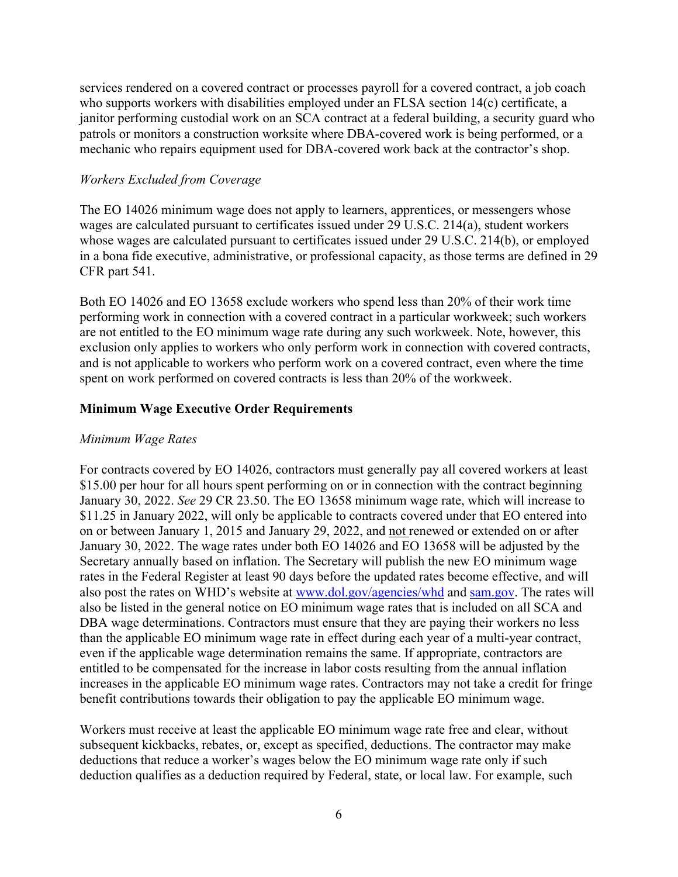services rendered on a covered contract or processes payroll for a covered contract, a job coach who supports workers with disabilities employed under an FLSA section 14(c) certificate, a janitor performing custodial work on an SCA contract at a federal building, a security guard who patrols or monitors a construction worksite where DBA-covered work is being performed, or a mechanic who repairs equipment used for DBA-covered work back at the contractor's shop.

*Workers Excluded from Coverage*

The EO 14026 minimum wage does not apply to learners, apprentices, or messengers whose wages are calculated pursuant to certificates issued under 29 U.S.C. 214(a), student workers whose wages are calculated pursuant to certificates issued under 29 U.S.C. 214(b), or employed in a bona fide executive, administrative, or professional capacity, as those terms are defined in 29 CFR part 541.

Both EO 14026 and EO 13658 exclude workers who spend less than 20% of their work time performing work in connection with a covered contract in a particular workweek; such workers are not entitled to the EO minimum wage rate during any such workweek. Note, however, this exclusion only applies to workers who only perform work in connection with covered contracts, and is not applicable to workers who perform work on a covered contract, even where the time spent on work performed on covered contracts is less than 20% of the workweek.

**Minimum Wage Executive Order Requirements**

*Minimum Wage Rates*

For contracts covered by EO 14026, contractors must generally pay all covered workers at least $15.00 per hour for all hours spent performing on or in connection with the contract beginning January 30, 2022. *See* 29 CR 23.50. The EO 13658 minimum wage rate, which will increase to $11.25 in January 2022, will only be applicable to contracts covered under that EO entered into on or between January 1, 2015 and January 29, 2022, and not renewed or extended on or after January 30, 2022. The wage rates under both EO 14026 and EO 13658 will be adjusted by the Secretary annually based on inflation. The Secretary will publish the new EO minimum wage rates in the Federal Register at least 90 days before the updated rates become effective, and will also post the rates on WHD's website at [www.dol.gov/agencies/whd](www.dol.gov/agencies/whd) and [sam.gov](sam.gov). The rates will also be listed in the general notice on EO minimum wage rates that is included on all SCA and DBA wage determinations. Contractors must ensure that they are paying their workers no less than the applicable EO minimum wage rate in effect during each year of a multi-year contract, even if the applicable wage determination remains the same. If appropriate, contractors are entitled to be compensated for the increase in labor costs resulting from the annual inflation increases in the applicable EO minimum wage rates. Contractors may not take a credit for fringe benefit contributions towards their obligation to pay the applicable EO minimum wage.

Workers must receive at least the applicable EO minimum wage rate free and clear, without subsequent kickbacks, rebates, or, except as specified, deductions. The contractor may make deductions that reduce a worker's wages below the EO minimum wage rate only if such deduction qualifies as a deduction required by Federal, state, or local law. For example, such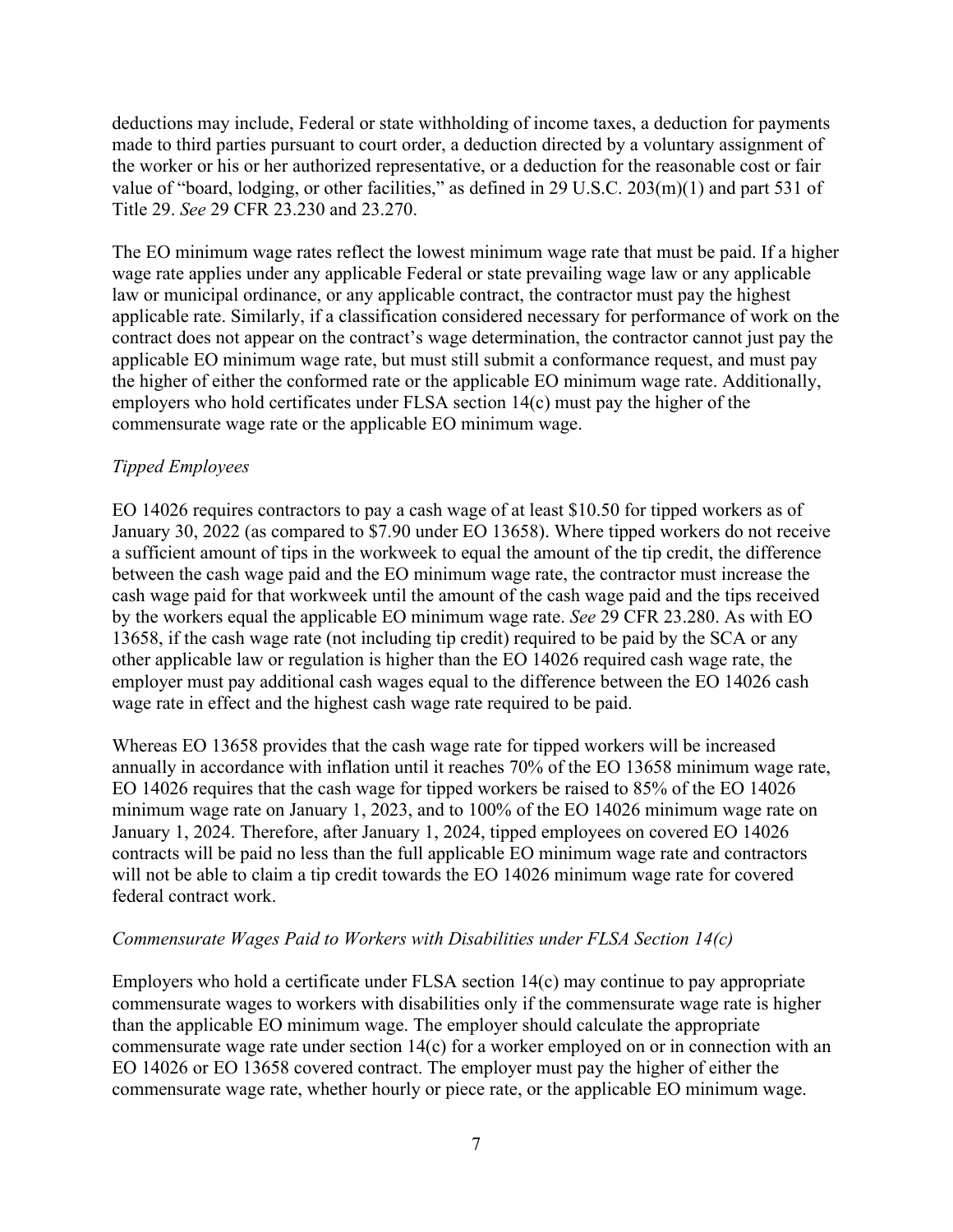deductions may include, Federal or state withholding of income taxes, a deduction for payments made to third parties pursuant to court order, a deduction directed by a voluntary assignment of the worker or his or her authorized representative, or a deduction for the reasonable cost or fair value of "board, lodging, or other facilities," as defined in 29 U.S.C. 203(m)(1) and part 531 of Title 29. *See* 29 CFR 23.230 and 23.270.

The EO minimum wage rates reflect the lowest minimum wage rate that must be paid. If a higher wage rate applies under any applicable Federal or state prevailing wage law or any applicable law or municipal ordinance, or any applicable contract, the contractor must pay the highest applicable rate. Similarly, if a classification considered necessary for performance of work on the contract does not appear on the contract's wage determination, the contractor cannot just pay the applicable EO minimum wage rate, but must still submit a conformance request, and must pay the higher of either the conformed rate or the applicable EO minimum wage rate. Additionally, employers who hold certificates under FLSA section 14(c) must pay the higher of the commensurate wage rate or the applicable EO minimum wage.

*Tipped Employees*

EO 14026 requires contractors to pay a cash wage of at least $10.50 for tipped workers as of January 30, 2022 (as compared to $7.90 under EO 13658). Where tipped workers do not receive a sufficient amount of tips in the workweek to equal the amount of the tip credit, the difference between the cash wage paid and the EO minimum wage rate, the contractor must increase the cash wage paid for that workweek until the amount of the cash wage paid and the tips received by the workers equal the applicable EO minimum wage rate. *See* 29 CFR 23.280. As with EO 13658, if the cash wage rate (not including tip credit) required to be paid by the SCA or any other applicable law or regulation is higher than the EO 14026 required cash wage rate, the employer must pay additional cash wages equal to the difference between the EO 14026 cash wage rate in effect and the highest cash wage rate required to be paid.

Whereas EO 13658 provides that the cash wage rate for tipped workers will be increased annually in accordance with inflation until it reaches 70% of the EO 13658 minimum wage rate, EO 14026 requires that the cash wage for tipped workers be raised to 85% of the EO 14026 minimum wage rate on January 1, 2023, and to 100% of the EO 14026 minimum wage rate on January 1, 2024. Therefore, after January 1, 2024, tipped employees on covered EO 14026 contracts will be paid no less than the full applicable EO minimum wage rate and contractors will not be able to claim a tip credit towards the EO 14026 minimum wage rate for covered federal contract work.

*Commensurate Wages Paid to Workers with Disabilities under FLSA Section 14(c)*

Employers who hold a certificate under FLSA section 14(c) may continue to pay appropriate commensurate wages to workers with disabilities only if the commensurate wage rate is higher than the applicable EO minimum wage. The employer should calculate the appropriate commensurate wage rate under section 14(c) for a worker employed on or in connection with an EO 14026 or EO 13658 covered contract. The employer must pay the higher of either the commensurate wage rate, whether hourly or piece rate, or the applicable EO minimum wage.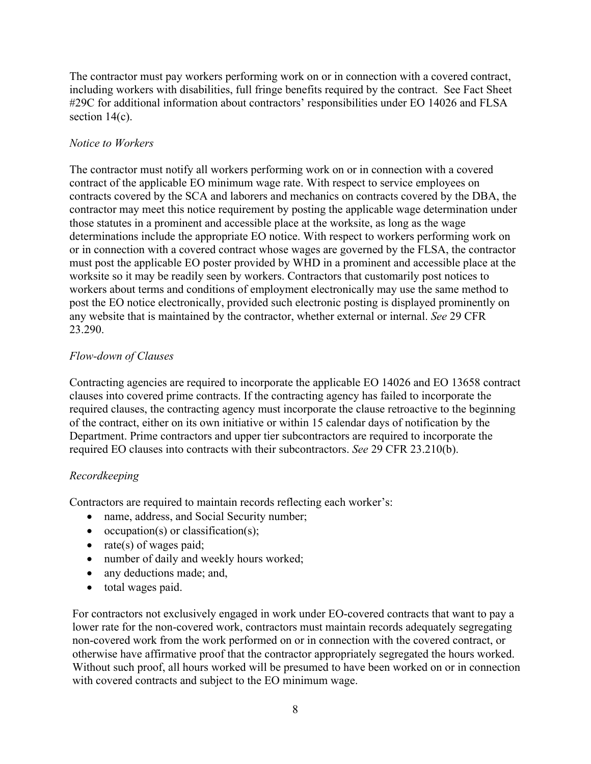The contractor must pay workers performing work on or in connection with a covered contract, including workers with disabilities, full fringe benefits required by the contract. See Fact Sheet #29C for additional information about contractors' responsibilities under EO 14026 and FLSA section 14(c).

*Notice to Workers*

The contractor must notify all workers performing work on or in connection with a covered contract of the applicable EO minimum wage rate. With respect to service employees on contracts covered by the SCA and laborers and mechanics on contracts covered by the DBA, the contractor may meet this notice requirement by posting the applicable wage determination under those statutes in a prominent and accessible place at the worksite, as long as the wage determinations include the appropriate EO notice. With respect to workers performing work on or in connection with a covered contract whose wages are governed by the FLSA, the contractor must post the applicable EO poster provided by WHD in a prominent and accessible place at the worksite so it may be readily seen by workers. Contractors that customarily post notices to workers about terms and conditions of employment electronically may use the same method to post the EO notice electronically, provided such electronic posting is displayed prominently on any website that is maintained by the contractor, whether external or internal. *See* 29 CFR 23.290.

*Flow-down of Clauses*

Contracting agencies are required to incorporate the applicable EO 14026 and EO 13658 contract clauses into covered prime contracts. If the contracting agency has failed to incorporate the required clauses, the contracting agency must incorporate the clause retroactive to the beginning of the contract, either on its own initiative or within 15 calendar days of notification by the Department. Prime contractors and upper tier subcontractors are required to incorporate the required EO clauses into contracts with their subcontractors. *See* 29 CFR 23.210(b).

*Recordkeeping*

Contractors are required to maintain records reflecting each worker's:

- name, address, and Social Security number;
- occupation(s) or classification(s);
- rate(s) of wages paid;
- number of daily and weekly hours worked;
- any deductions made; and,
- total wages paid.

For contractors not exclusively engaged in work under EO-covered contracts that want to pay a lower rate for the non-covered work, contractors must maintain records adequately segregating non-covered work from the work performed on or in connection with the covered contract, or otherwise have affirmative proof that the contractor appropriately segregated the hours worked. Without such proof, all hours worked will be presumed to have been worked on or in connection with covered contracts and subject to the EO minimum wage.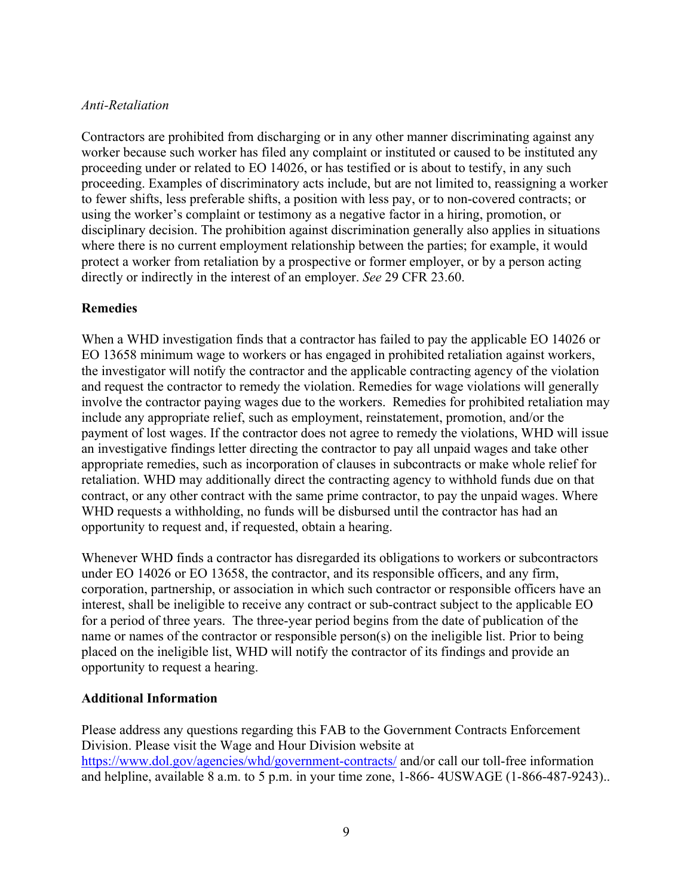*Anti-Retaliation*

Contractors are prohibited from discharging or in any other manner discriminating against any worker because such worker has filed any complaint or instituted or caused to be instituted any proceeding under or related to EO 14026, or has testified or is about to testify, in any such proceeding. Examples of discriminatory acts include, but are not limited to, reassigning a worker to fewer shifts, less preferable shifts, a position with less pay, or to non-covered contracts; or using the worker's complaint or testimony as a negative factor in a hiring, promotion, or disciplinary decision. The prohibition against discrimination generally also applies in situations where there is no current employment relationship between the parties; for example, it would protect a worker from retaliation by a prospective or former employer, or by a person acting directly or indirectly in the interest of an employer. *See* 29 CFR 23.60.

**Remedies**

When a WHD investigation finds that a contractor has failed to pay the applicable EO 14026 or EO 13658 minimum wage to workers or has engaged in prohibited retaliation against workers, the investigator will notify the contractor and the applicable contracting agency of the violation and request the contractor to remedy the violation. Remedies for wage violations will generally involve the contractor paying wages due to the workers. Remedies for prohibited retaliation may include any appropriate relief, such as employment, reinstatement, promotion, and/or the payment of lost wages. If the contractor does not agree to remedy the violations, WHD will issue an investigative findings letter directing the contractor to pay all unpaid wages and take other appropriate remedies, such as incorporation of clauses in subcontracts or make whole relief for retaliation. WHD may additionally direct the contracting agency to withhold funds due on that contract, or any other contract with the same prime contractor, to pay the unpaid wages. Where WHD requests a withholding, no funds will be disbursed until the contractor has had an opportunity to request and, if requested, obtain a hearing.

Whenever WHD finds a contractor has disregarded its obligations to workers or subcontractors under EO 14026 or EO 13658, the contractor, and its responsible officers, and any firm, corporation, partnership, or association in which such contractor or responsible officers have an interest, shall be ineligible to receive any contract or sub-contract subject to the applicable EO for a period of three years. The three-year period begins from the date of publication of the name or names of the contractor or responsible person(s) on the ineligible list. Prior to being placed on the ineligible list, WHD will notify the contractor of its findings and provide an opportunity to request a hearing.

**Additional Information**

Please address any questions regarding this FAB to the Government Contracts Enforcement Division. Please visit the Wage and Hour Division website at https://www.dol.gov/agencies/whd/government-contracts/ and/or call our toll-free information and helpline, available 8 a.m. to 5 p.m. in your time zone, 1-866- 4USWAGE (1-866-487-9243)..